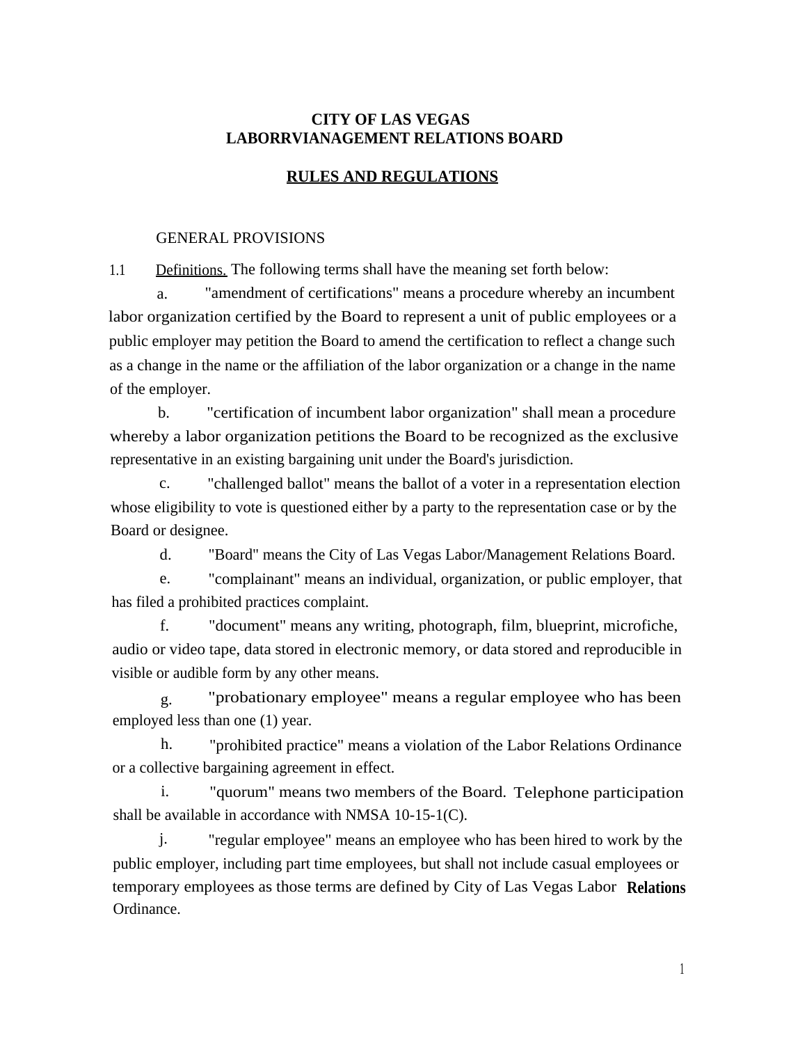# CITY OF LAS VEGAS
# LABORRVIANAGEMENT RELATIONS BOARD

## RULES AND REGULATIONS

GENERAL PROVISIONS

1.1 Definitions. The following terms shall have the meaning set forth below:

a. "amendment of certifications" means a procedure whereby an incumbent labor organization certified by the Board to represent a unit of public employees or a public employer may petition the Board to amend the certification to reflect a change such as a change in the name or the affiliation of the labor organization or a change in the name of the employer.

b. "certification of incumbent labor organization" shall mean a procedure whereby a labor organization petitions the Board to be recognized as the exclusive representative in an existing bargaining unit under the Board's jurisdiction.

c. "challenged ballot" means the ballot of a voter in a representation election whose eligibility to vote is questioned either by a party to the representation case or by the Board or designee.

d. "Board" means the City of Las Vegas Labor/Management Relations Board.

e. "complainant" means an individual, organization, or public employer, that has filed a prohibited practices complaint.

f. "document" means any writing, photograph, film, blueprint, microfiche, audio or video tape, data stored in electronic memory, or data stored and reproducible in visible or audible form by any other means.

g. "probationary employee" means a regular employee who has been employed less than one (1) year.

h. "prohibited practice" means a violation of the Labor Relations Ordinance or a collective bargaining agreement in effect.

i. "quorum" means two members of the Board. Telephone participation shall be available in accordance with NMSA 10-15-1(C).

j. "regular employee" means an employee who has been hired to work by the public employer, including part time employees, but shall not include casual employees or temporary employees as those terms are defined by City of Las Vegas Labor Relations Ordinance.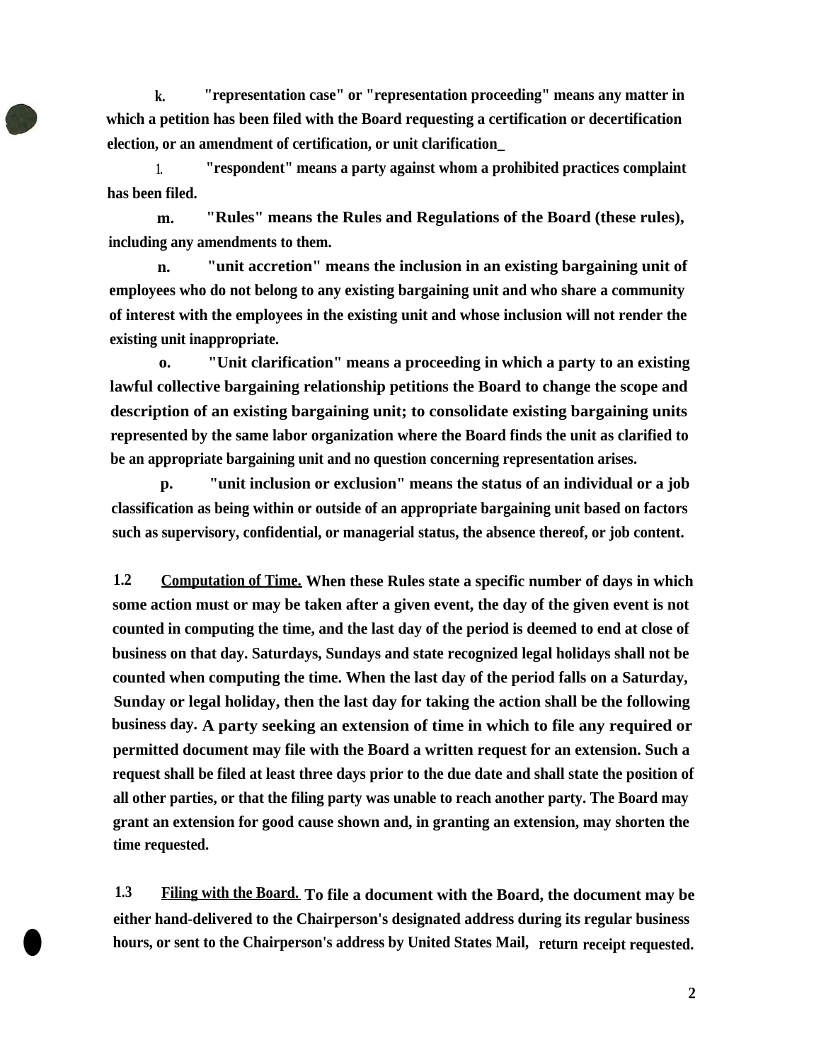k. "representation case" or "representation proceeding" means any matter in which a petition has been filed with the Board requesting a certification or decertification election, or an amendment of certification, or unit clarification_

l. "respondent" means a party against whom a prohibited practices complaint has been filed.

m. "Rules" means the Rules and Regulations of the Board (these rules), including any amendments to them.

n. "unit accretion" means the inclusion in an existing bargaining unit of employees who do not belong to any existing bargaining unit and who share a community of interest with the employees in the existing unit and whose inclusion will not render the existing unit inappropriate.

o. "Unit clarification" means a proceeding in which a party to an existing lawful collective bargaining relationship petitions the Board to change the scope and description of an existing bargaining unit; to consolidate existing bargaining units represented by the same labor organization where the Board finds the unit as clarified to be an appropriate bargaining unit and no question concerning representation arises.

p. "unit inclusion or exclusion" means the status of an individual or a job classification as being within or outside of an appropriate bargaining unit based on factors such as supervisory, confidential, or managerial status, the absence thereof, or job content.

1.2 <u>Computation of Time.</u> When these Rules state a specific number of days in which some action must or may be taken after a given event, the day of the given event is not counted in computing the time, and the last day of the period is deemed to end at close of business on that day. Saturdays, Sundays and state recognized legal holidays shall not be counted when computing the time. When the last day of the period falls on a Saturday, Sunday or legal holiday, then the last day for taking the action shall be the following business day. A party seeking an extension of time in which to file any required or permitted document may file with the Board a written request for an extension. Such a request shall be filed at least three days prior to the due date and shall state the position of all other parties, or that the filing party was unable to reach another party. The Board may grant an extension for good cause shown and, in granting an extension, may shorten the time requested.

1.3 <u>Filing with the Board.</u> To file a document with the Board, the document may be either hand-delivered to the Chairperson's designated address during its regular business hours, or sent to the Chairperson's address by United States Mail, return receipt requested.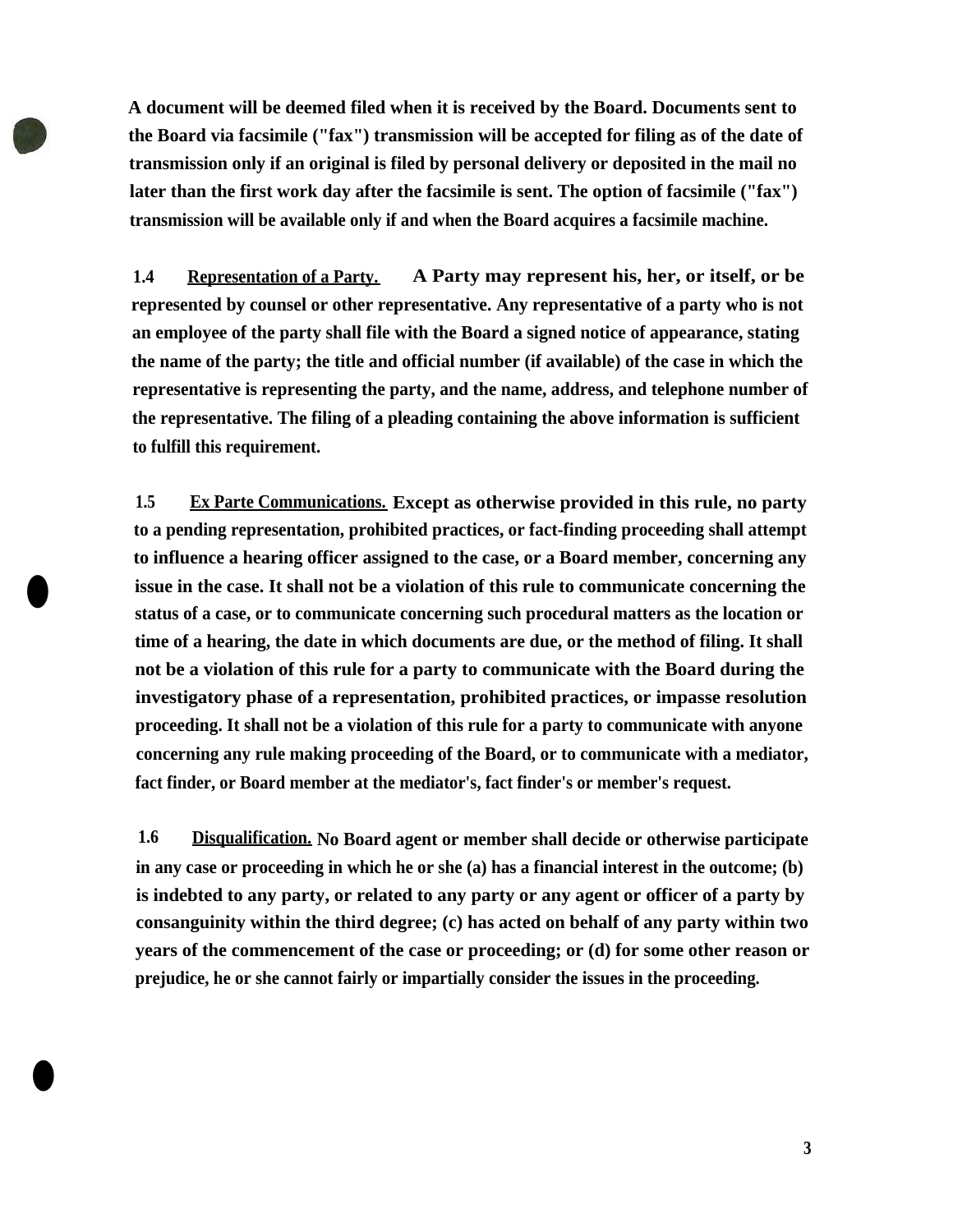**A document will be deemed filed when it is received by the Board. Documents sent to the Board via facsimile ("fax") transmission will be accepted for filing as of the date of transmission only if an original is filed by personal delivery or deposited in the mail no later than the first work day after the facsimile is sent. The option of facsimile ("fax") transmission will be available only if and when the Board acquires a facsimile machine.**

**1.4 <u>Representation of a Party.</u> A Party may represent his, her, or itself, or be represented by counsel or other representative. Any representative of a party who is not an employee of the party shall file with the Board a signed notice of appearance, stating the name of the party; the title and official number (if available) of the case in which the representative is representing the party, and the name, address, and telephone number of the representative. The filing of a pleading containing the above information is sufficient to fulfill this requirement.**

**1.5 <u>Ex Parte Communications.</u> Except as otherwise provided in this rule, no party to a pending representation, prohibited practices, or fact-finding proceeding shall attempt to influence a hearing officer assigned to the case, or a Board member, concerning any issue in the case. It shall not be a violation of this rule to communicate concerning the status of a case, or to communicate concerning such procedural matters as the location or time of a hearing, the date in which documents are due, or the method of filing. It shall not be a violation of this rule for a party to communicate with the Board during the investigatory phase of a representation, prohibited practices, or impasse resolution proceeding. It shall not be a violation of this rule for a party to communicate with anyone concerning any rule making proceeding of the Board, or to communicate with a mediator, fact finder, or Board member at the mediator's, fact finder's or member's request.**

**1.6 <u>Disqualification.</u> No Board agent or member shall decide or otherwise participate in any case or proceeding in which he or she (a) has a financial interest in the outcome; (b) is indebted to any party, or related to any party or any agent or officer of a party by consanguinity within the third degree; (c) has acted on behalf of any party within two years of the commencement of the case or proceeding; or (d) for some other reason or prejudice, he or she cannot fairly or impartially consider the issues in the proceeding.**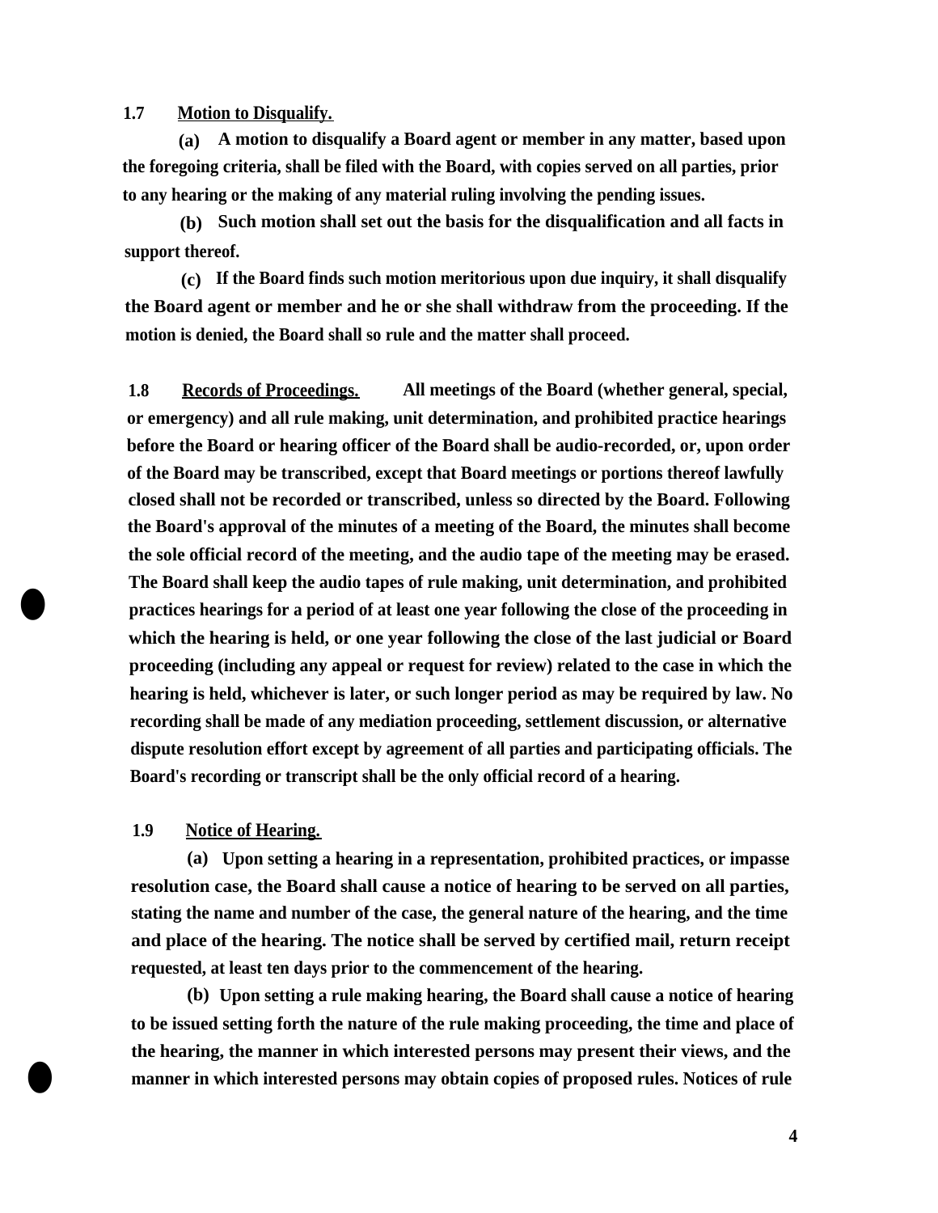**1.7 Motion to Disqualify.**

**(a) A motion to disqualify a Board agent or member in any matter, based upon the foregoing criteria, shall be filed with the Board, with copies served on all parties, prior to any hearing or the making of any material ruling involving the pending issues.**

**(b) Such motion shall set out the basis for the disqualification and all facts in support thereof.**

**(c) If the Board finds such motion meritorious upon due inquiry, it shall disqualify the Board agent or member and he or she shall withdraw from the proceeding. If the motion is denied, the Board shall so rule and the matter shall proceed.**

**1.8 Records of Proceedings. All meetings of the Board (whether general, special, or emergency) and all rule making, unit determination, and prohibited practice hearings before the Board or hearing officer of the Board shall be audio-recorded, or, upon order of the Board may be transcribed, except that Board meetings or portions thereof lawfully closed shall not be recorded or transcribed, unless so directed by the Board. Following the Board's approval of the minutes of a meeting of the Board, the minutes shall become the sole official record of the meeting, and the audio tape of the meeting may be erased. The Board shall keep the audio tapes of rule making, unit determination, and prohibited practices hearings for a period of at least one year following the close of the proceeding in which the hearing is held, or one year following the close of the last judicial or Board proceeding (including any appeal or request for review) related to the case in which the hearing is held, whichever is later, or such longer period as may be required by law. No recording shall be made of any mediation proceeding, settlement discussion, or alternative dispute resolution effort except by agreement of all parties and participating officials. The Board's recording or transcript shall be the only official record of a hearing.**

**1.9 Notice of Hearing.**

**(a) Upon setting a hearing in a representation, prohibited practices, or impasse resolution case, the Board shall cause a notice of hearing to be served on all parties, stating the name and number of the case, the general nature of the hearing, and the time and place of the hearing. The notice shall be served by certified mail, return receipt requested, at least ten days prior to the commencement of the hearing.**

**(b) Upon setting a rule making hearing, the Board shall cause a notice of hearing to be issued setting forth the nature of the rule making proceeding, the time and place of the hearing, the manner in which interested persons may present their views, and the manner in which interested persons may obtain copies of proposed rules. Notices of rule**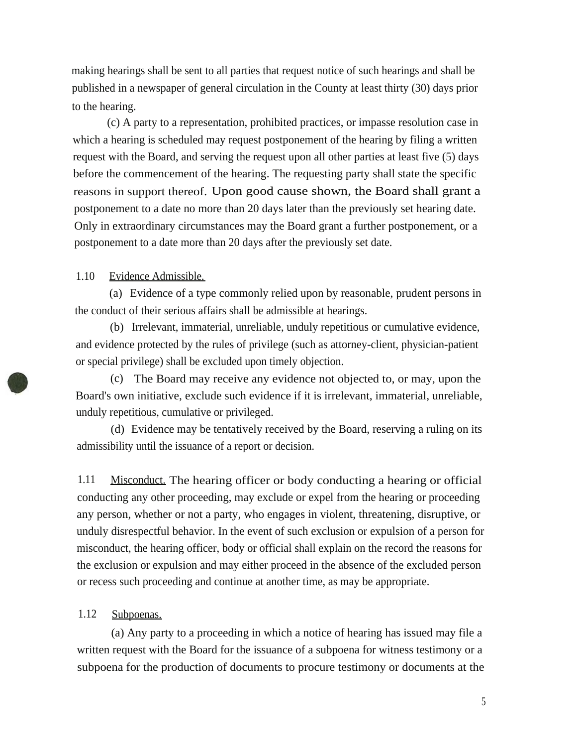making hearings shall be sent to all parties that request notice of such hearings and shall be published in a newspaper of general circulation in the County at least thirty (30) days prior to the hearing.

(c) A party to a representation, prohibited practices, or impasse resolution case in which a hearing is scheduled may request postponement of the hearing by filing a written request with the Board, and serving the request upon all other parties at least five (5) days before the commencement of the hearing. The requesting party shall state the specific reasons in support thereof. Upon good cause shown, the Board shall grant a postponement to a date no more than 20 days later than the previously set hearing date. Only in extraordinary circumstances may the Board grant a further postponement, or a postponement to a date more than 20 days after the previously set date.

1.10 Evidence Admissible.

(a) Evidence of a type commonly relied upon by reasonable, prudent persons in the conduct of their serious affairs shall be admissible at hearings.

(b) Irrelevant, immaterial, unreliable, unduly repetitious or cumulative evidence, and evidence protected by the rules of privilege (such as attorney-client, physician-patient or special privilege) shall be excluded upon timely objection.

(c) The Board may receive any evidence not objected to, or may, upon the Board's own initiative, exclude such evidence if it is irrelevant, immaterial, unreliable, unduly repetitious, cumulative or privileged.

(d) Evidence may be tentatively received by the Board, reserving a ruling on its admissibility until the issuance of a report or decision.

1.11 Misconduct. The hearing officer or body conducting a hearing or official conducting any other proceeding, may exclude or expel from the hearing or proceeding any person, whether or not a party, who engages in violent, threatening, disruptive, or unduly disrespectful behavior. In the event of such exclusion or expulsion of a person for misconduct, the hearing officer, body or official shall explain on the record the reasons for the exclusion or expulsion and may either proceed in the absence of the excluded person or recess such proceeding and continue at another time, as may be appropriate.

1.12 Subpoenas.

(a) Any party to a proceeding in which a notice of hearing has issued may file a written request with the Board for the issuance of a subpoena for witness testimony or a subpoena for the production of documents to procure testimony or documents at the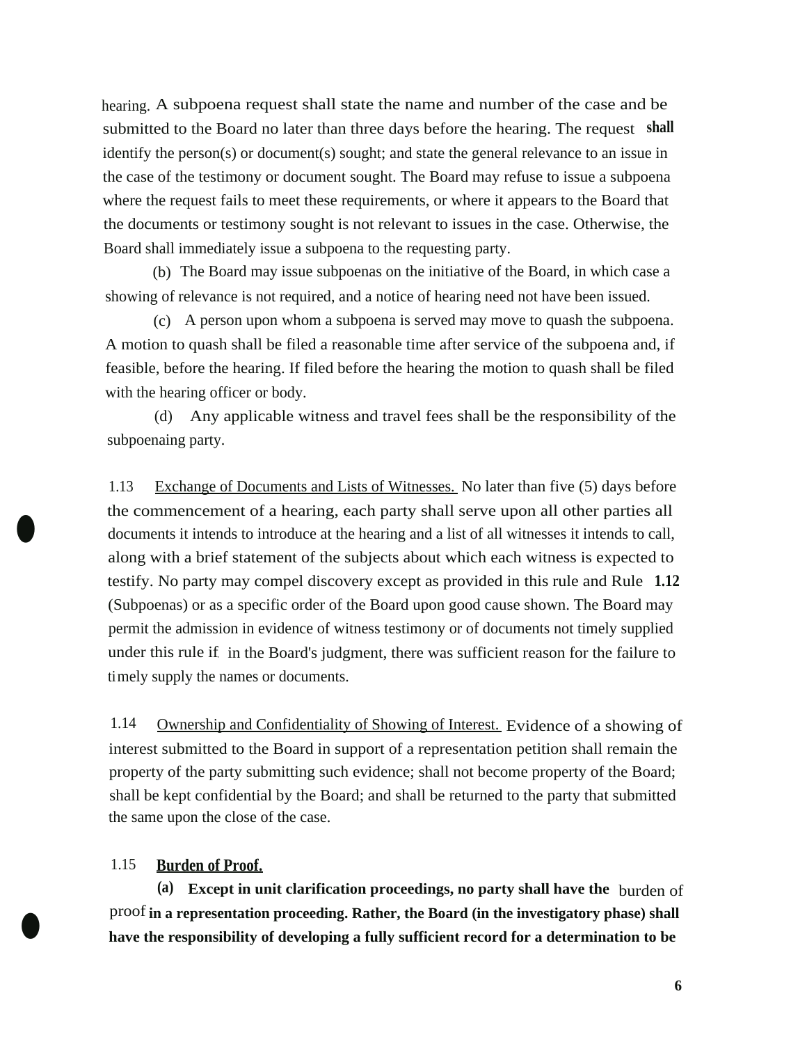hearing. A subpoena request shall state the name and number of the case and be submitted to the Board no later than three days before the hearing. The request shall identify the person(s) or document(s) sought; and state the general relevance to an issue in the case of the testimony or document sought. The Board may refuse to issue a subpoena where the request fails to meet these requirements, or where it appears to the Board that the documents or testimony sought is not relevant to issues in the case. Otherwise, the Board shall immediately issue a subpoena to the requesting party.

(b) The Board may issue subpoenas on the initiative of the Board, in which case a showing of relevance is not required, and a notice of hearing need not have been issued.

(c) A person upon whom a subpoena is served may move to quash the subpoena. A motion to quash shall be filed a reasonable time after service of the subpoena and, if feasible, before the hearing. If filed before the hearing the motion to quash shall be filed with the hearing officer or body.

(d) Any applicable witness and travel fees shall be the responsibility of the subpoenaing party.

1.13 Exchange of Documents and Lists of Witnesses. No later than five (5) days before the commencement of a hearing, each party shall serve upon all other parties all documents it intends to introduce at the hearing and a list of all witnesses it intends to call, along with a brief statement of the subjects about which each witness is expected to testify. No party may compel discovery except as provided in this rule and Rule 1.12 (Subpoenas) or as a specific order of the Board upon good cause shown. The Board may permit the admission in evidence of witness testimony or of documents not timely supplied under this rule if in the Board's judgment, there was sufficient reason for the failure to timely supply the names or documents.

1.14 Ownership and Confidentiality of Showing of Interest. Evidence of a showing of interest submitted to the Board in support of a representation petition shall remain the property of the party submitting such evidence; shall not become property of the Board; shall be kept confidential by the Board; and shall be returned to the party that submitted the same upon the close of the case.

1.15 **Burden of Proof.**

**(a) Except in unit clarification proceedings, no party shall have the** burden of proof **in a representation proceeding. Rather, the Board (in the investigatory phase) shall have the responsibility of developing a fully sufficient record for a determination to be**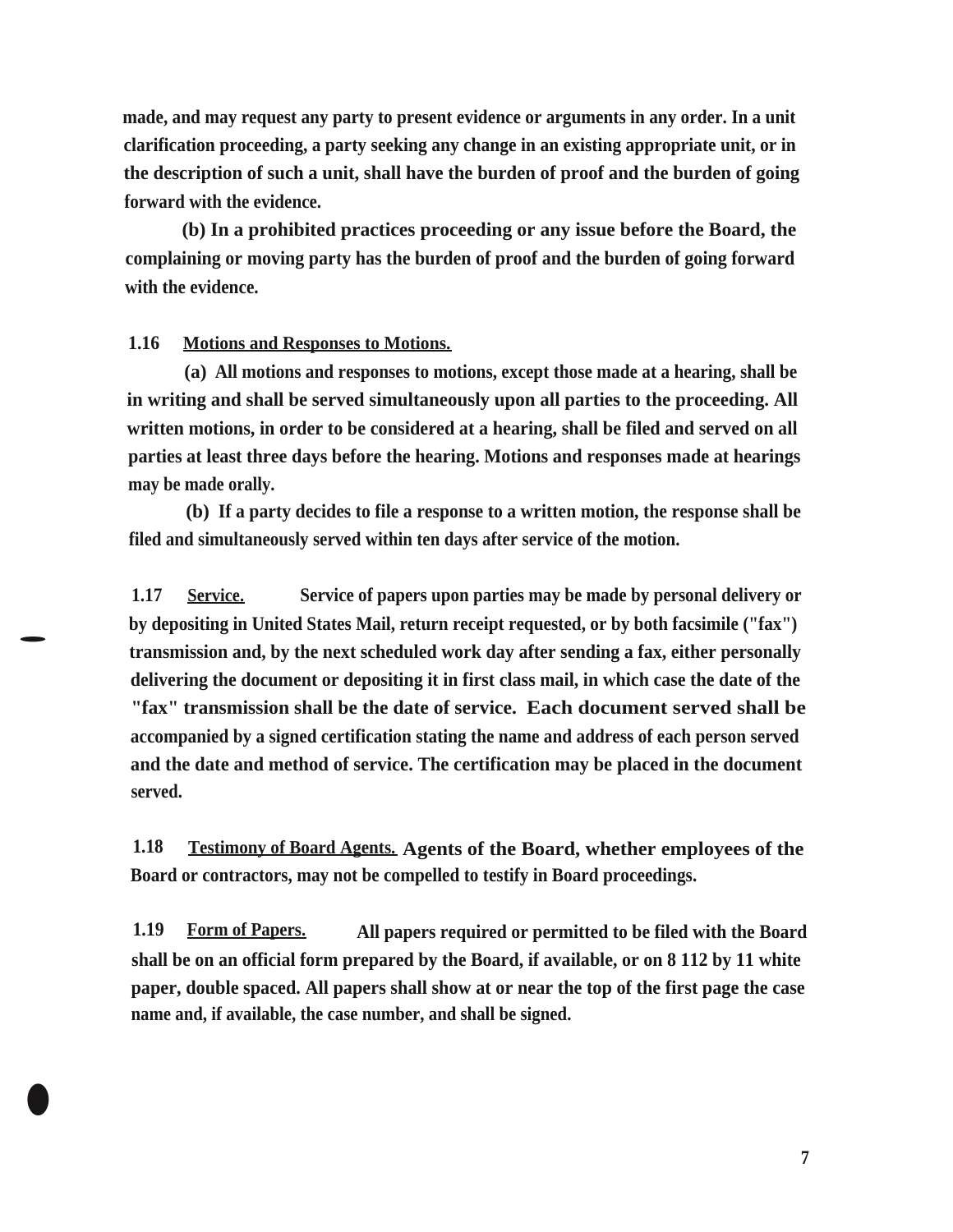made, and may request any party to present evidence or arguments in any order. In a unit clarification proceeding, a party seeking any change in an existing appropriate unit, or in the description of such a unit, shall have the burden of proof and the burden of going forward with the evidence.

(b) In a prohibited practices proceeding or any issue before the Board, the complaining or moving party has the burden of proof and the burden of going forward with the evidence.

**1.16 Motions and Responses to Motions.**

(a) All motions and responses to motions, except those made at a hearing, shall be in writing and shall be served simultaneously upon all parties to the proceeding. All written motions, in order to be considered at a hearing, shall be filed and served on all parties at least three days before the hearing. Motions and responses made at hearings may be made orally.

(b) If a party decides to file a response to a written motion, the response shall be filed and simultaneously served within ten days after service of the motion.

**1.17 Service.** Service of papers upon parties may be made by personal delivery or by depositing in United States Mail, return receipt requested, or by both facsimile ("fax") transmission and, by the next scheduled work day after sending a fax, either personally delivering the document or depositing it in first class mail, in which case the date of the "fax" transmission shall be the date of service. Each document served shall be accompanied by a signed certification stating the name and address of each person served and the date and method of service. The certification may be placed in the document served.

**1.18 Testimony of Board Agents.** Agents of the Board, whether employees of the Board or contractors, may not be compelled to testify in Board proceedings.

**1.19 Form of Papers.** All papers required or permitted to be filed with the Board shall be on an official form prepared by the Board, if available, or on 8 112 by 11 white paper, double spaced. All papers shall show at or near the top of the first page the case name and, if available, the case number, and shall be signed.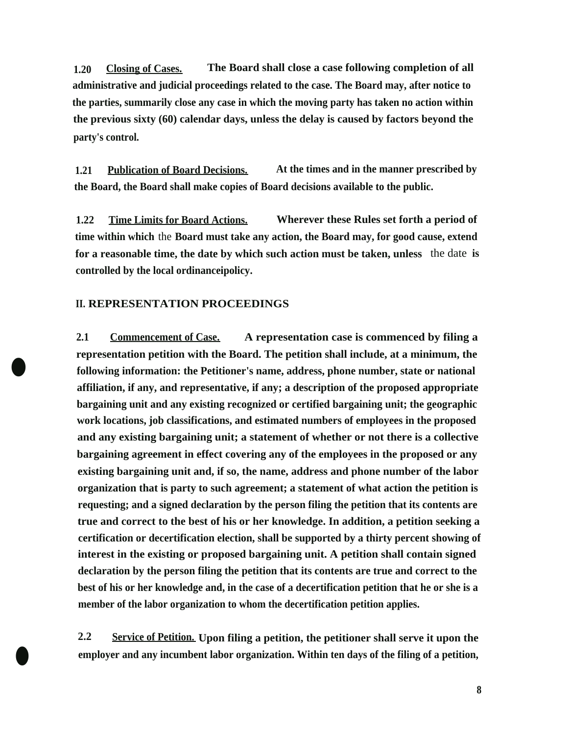**1.20 Closing of Cases.** The Board shall close a case following completion of all administrative and judicial proceedings related to the case. The Board may, after notice to the parties, summarily close any case in which the moving party has taken no action within the previous sixty (60) calendar days, unless the delay is caused by factors beyond the party's control.

**1.21 Publication of Board Decisions.** At the times and in the manner prescribed by the Board, the Board shall make copies of Board decisions available to the public.

**1.22 Time Limits for Board Actions.** Wherever these Rules set forth a period of time within which the Board must take any action, the Board may, for good cause, extend for a reasonable time, the date by which such action must be taken, unless the date is controlled by the local ordinanceipolicy.

## II. REPRESENTATION PROCEEDINGS

**2.1 Commencement of Case.** A representation case is commenced by filing a representation petition with the Board. The petition shall include, at a minimum, the following information: the Petitioner's name, address, phone number, state or national affiliation, if any, and representative, if any; a description of the proposed appropriate bargaining unit and any existing recognized or certified bargaining unit; the geographic work locations, job classifications, and estimated numbers of employees in the proposed and any existing bargaining unit; a statement of whether or not there is a collective bargaining agreement in effect covering any of the employees in the proposed or any existing bargaining unit and, if so, the name, address and phone number of the labor organization that is party to such agreement; a statement of what action the petition is requesting; and a signed declaration by the person filing the petition that its contents are true and correct to the best of his or her knowledge. In addition, a petition seeking a certification or decertification election, shall be supported by a thirty percent showing of interest in the existing or proposed bargaining unit. A petition shall contain signed declaration by the person filing the petition that its contents are true and correct to the best of his or her knowledge and, in the case of a decertification petition that he or she is a member of the labor organization to whom the decertification petition applies.

**2.2 Service of Petition.** Upon filing a petition, the petitioner shall serve it upon the employer and any incumbent labor organization. Within ten days of the filing of a petition,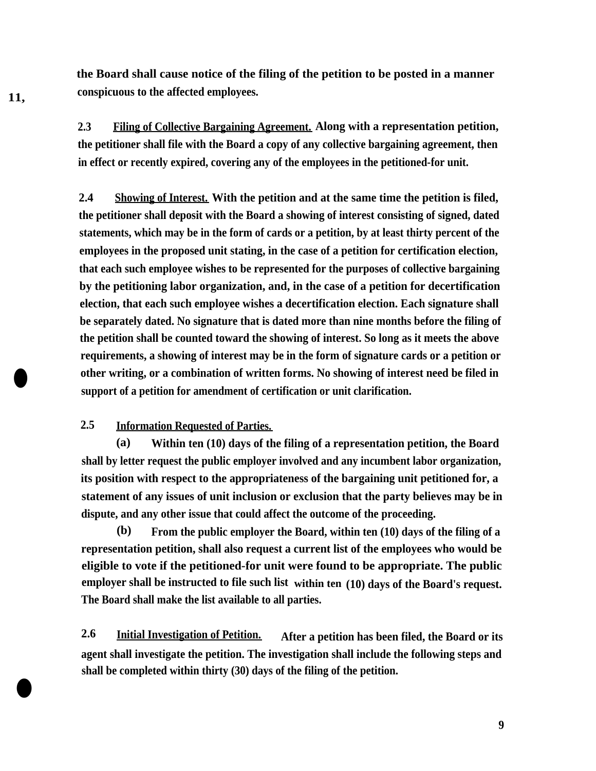the Board shall cause notice of the filing of the petition to be posted in a manner conspicuous to the affected employees.

2.3 <u>Filing of Collective Bargaining Agreement.</u> Along with a representation petition, the petitioner shall file with the Board a copy of any collective bargaining agreement, then in effect or recently expired, covering any of the employees in the petitioned-for unit.

2.4 <u>Showing of Interest.</u> With the petition and at the same time the petition is filed, the petitioner shall deposit with the Board a showing of interest consisting of signed, dated statements, which may be in the form of cards or a petition, by at least thirty percent of the employees in the proposed unit stating, in the case of a petition for certification election, that each such employee wishes to be represented for the purposes of collective bargaining by the petitioning labor organization, and, in the case of a petition for decertification election, that each such employee wishes a decertification election. Each signature shall be separately dated. No signature that is dated more than nine months before the filing of the petition shall be counted toward the showing of interest. So long as it meets the above requirements, a showing of interest may be in the form of signature cards or a petition or other writing, or a combination of written forms. No showing of interest need be filed in support of a petition for amendment of certification or unit clarification.

2.5 <u>Information Requested of Parties.</u>

(a) Within ten (10) days of the filing of a representation petition, the Board shall by letter request the public employer involved and any incumbent labor organization, its position with respect to the appropriateness of the bargaining unit petitioned for, a statement of any issues of unit inclusion or exclusion that the party believes may be in dispute, and any other issue that could affect the outcome of the proceeding.

(b) From the public employer the Board, within ten (10) days of the filing of a representation petition, shall also request a current list of the employees who would be eligible to vote if the petitioned-for unit were found to be appropriate. The public employer shall be instructed to file such list within ten (10) days of the Board's request. The Board shall make the list available to all parties.

2.6 <u>Initial Investigation of Petition.</u> After a petition has been filed, the Board or its agent shall investigate the petition. The investigation shall include the following steps and shall be completed within thirty (30) days of the filing of the petition.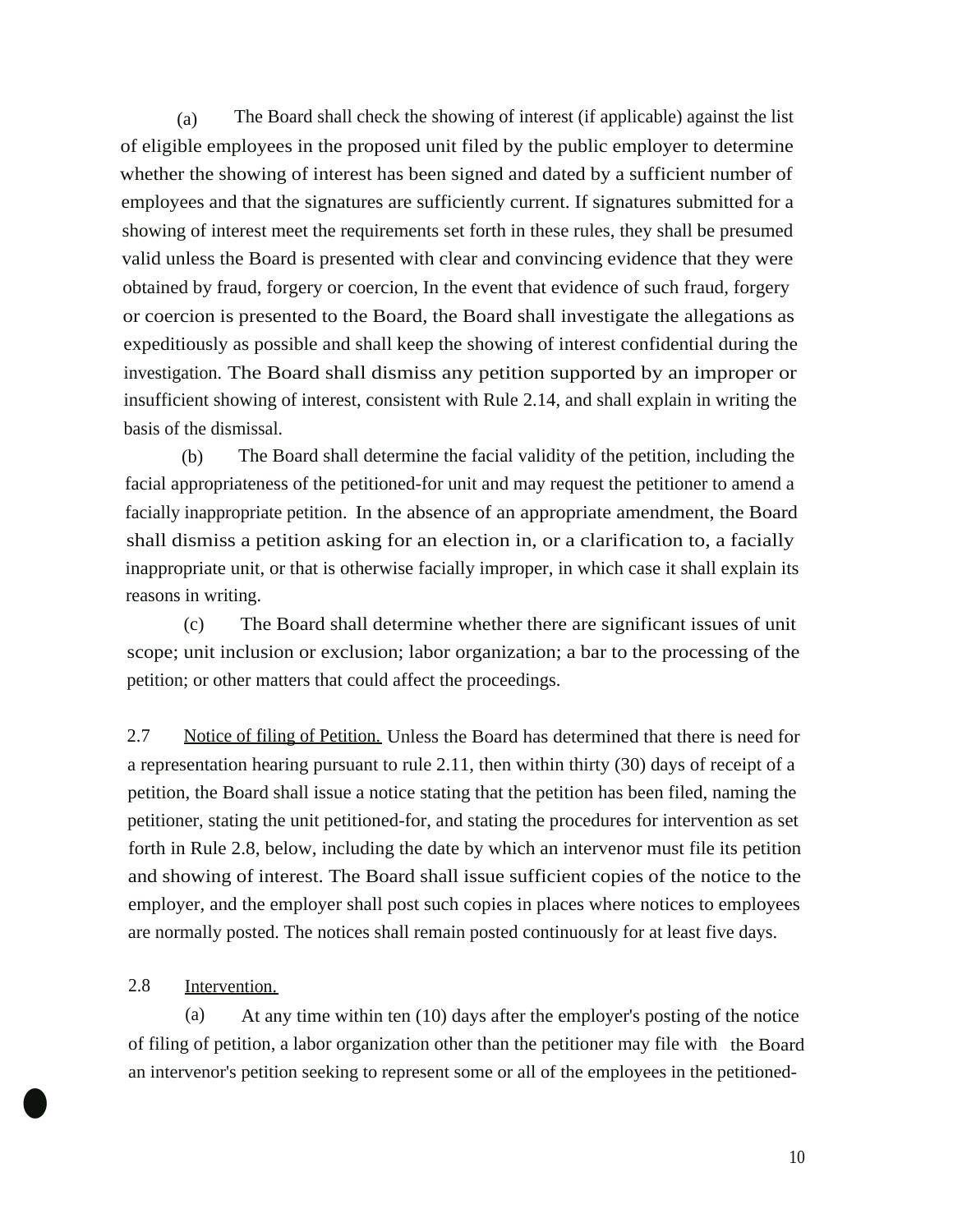(a) The Board shall check the showing of interest (if applicable) against the list of eligible employees in the proposed unit filed by the public employer to determine whether the showing of interest has been signed and dated by a sufficient number of employees and that the signatures are sufficiently current. If signatures submitted for a showing of interest meet the requirements set forth in these rules, they shall be presumed valid unless the Board is presented with clear and convincing evidence that they were obtained by fraud, forgery or coercion, In the event that evidence of such fraud, forgery or coercion is presented to the Board, the Board shall investigate the allegations as expeditiously as possible and shall keep the showing of interest confidential during the investigation. The Board shall dismiss any petition supported by an improper or insufficient showing of interest, consistent with Rule 2.14, and shall explain in writing the basis of the dismissal.

(b) The Board shall determine the facial validity of the petition, including the facial appropriateness of the petitioned-for unit and may request the petitioner to amend a facially inappropriate petition. In the absence of an appropriate amendment, the Board shall dismiss a petition asking for an election in, or a clarification to, a facially inappropriate unit, or that is otherwise facially improper, in which case it shall explain its reasons in writing.

(c) The Board shall determine whether there are significant issues of unit scope; unit inclusion or exclusion; labor organization; a bar to the processing of the petition; or other matters that could affect the proceedings.

2.7 <u>Notice of filing of Petition.</u> Unless the Board has determined that there is need for a representation hearing pursuant to rule 2.11, then within thirty (30) days of receipt of a petition, the Board shall issue a notice stating that the petition has been filed, naming the petitioner, stating the unit petitioned-for, and stating the procedures for intervention as set forth in Rule 2.8, below, including the date by which an intervenor must file its petition and showing of interest. The Board shall issue sufficient copies of the notice to the employer, and the employer shall post such copies in places where notices to employees are normally posted. The notices shall remain posted continuously for at least five days.

2.8 <u>Intervention.</u>

(a) At any time within ten (10) days after the employer's posting of the notice of filing of petition, a labor organization other than the petitioner may file with the Board an intervenor's petition seeking to represent some or all of the employees in the petitioned-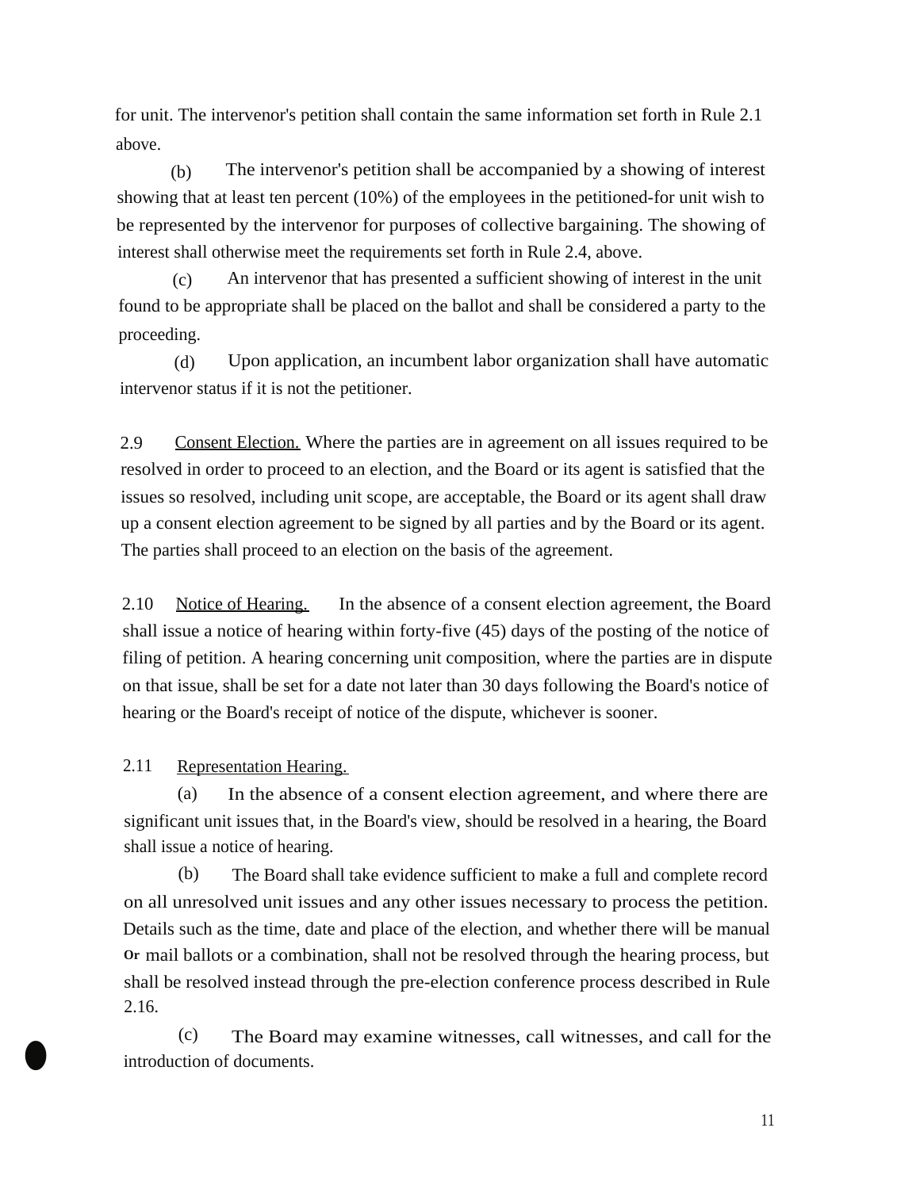for unit. The intervenor's petition shall contain the same information set forth in Rule 2.1 above.

(b) The intervenor's petition shall be accompanied by a showing of interest showing that at least ten percent (10%) of the employees in the petitioned-for unit wish to be represented by the intervenor for purposes of collective bargaining. The showing of interest shall otherwise meet the requirements set forth in Rule 2.4, above.

(c) An intervenor that has presented a sufficient showing of interest in the unit found to be appropriate shall be placed on the ballot and shall be considered a party to the proceeding.

(d) Upon application, an incumbent labor organization shall have automatic intervenor status if it is not the petitioner.

2.9 Consent Election. Where the parties are in agreement on all issues required to be resolved in order to proceed to an election, and the Board or its agent is satisfied that the issues so resolved, including unit scope, are acceptable, the Board or its agent shall draw up a consent election agreement to be signed by all parties and by the Board or its agent. The parties shall proceed to an election on the basis of the agreement.

2.10 Notice of Hearing. In the absence of a consent election agreement, the Board shall issue a notice of hearing within forty-five (45) days of the posting of the notice of filing of petition. A hearing concerning unit composition, where the parties are in dispute on that issue, shall be set for a date not later than 30 days following the Board's notice of hearing or the Board's receipt of notice of the dispute, whichever is sooner.

2.11 Representation Hearing.

(a) In the absence of a consent election agreement, and where there are significant unit issues that, in the Board's view, should be resolved in a hearing, the Board shall issue a notice of hearing.

(b) The Board shall take evidence sufficient to make a full and complete record on all unresolved unit issues and any other issues necessary to process the petition. Details such as the time, date and place of the election, and whether there will be manual or mail ballots or a combination, shall not be resolved through the hearing process, but shall be resolved instead through the pre-election conference process described in Rule 2.16.

(c) The Board may examine witnesses, call witnesses, and call for the introduction of documents.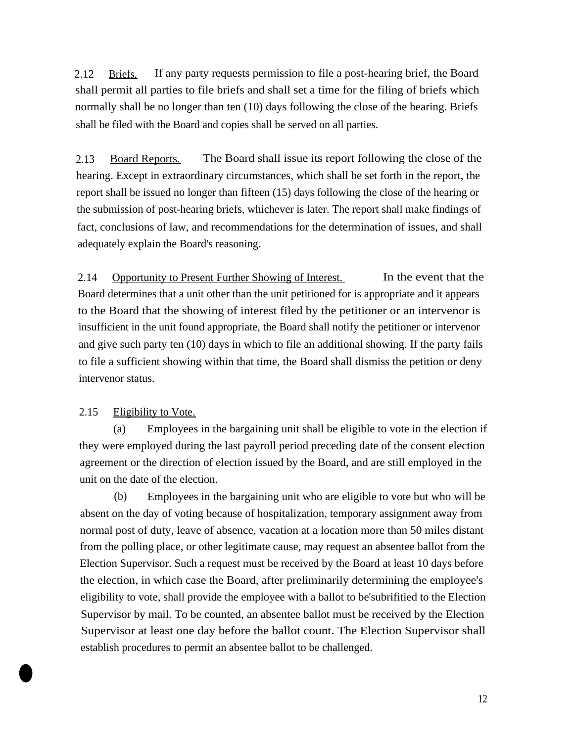2.12 Briefs. If any party requests permission to file a post-hearing brief, the Board shall permit all parties to file briefs and shall set a time for the filing of briefs which normally shall be no longer than ten (10) days following the close of the hearing. Briefs shall be filed with the Board and copies shall be served on all parties.

2.13 Board Reports. The Board shall issue its report following the close of the hearing. Except in extraordinary circumstances, which shall be set forth in the report, the report shall be issued no longer than fifteen (15) days following the close of the hearing or the submission of post-hearing briefs, whichever is later. The report shall make findings of fact, conclusions of law, and recommendations for the determination of issues, and shall adequately explain the Board's reasoning.

2.14 Opportunity to Present Further Showing of Interest. In the event that the Board determines that a unit other than the unit petitioned for is appropriate and it appears to the Board that the showing of interest filed by the petitioner or an intervenor is insufficient in the unit found appropriate, the Board shall notify the petitioner or intervenor and give such party ten (10) days in which to file an additional showing. If the party fails to file a sufficient showing within that time, the Board shall dismiss the petition or deny intervenor status.

2.15 Eligibility to Vote.

(a) Employees in the bargaining unit shall be eligible to vote in the election if they were employed during the last payroll period preceding date of the consent election agreement or the direction of election issued by the Board, and are still employed in the unit on the date of the election.

(b) Employees in the bargaining unit who are eligible to vote but who will be absent on the day of voting because of hospitalization, temporary assignment away from normal post of duty, leave of absence, vacation at a location more than 50 miles distant from the polling place, or other legitimate cause, may request an absentee ballot from the Election Supervisor. Such a request must be received by the Board at least 10 days before the election, in which case the Board, after preliminarily determining the employee's eligibility to vote, shall provide the employee with a ballot to be'subrifitied to the Election Supervisor by mail. To be counted, an absentee ballot must be received by the Election Supervisor at least one day before the ballot count. The Election Supervisor shall establish procedures to permit an absentee ballot to be challenged.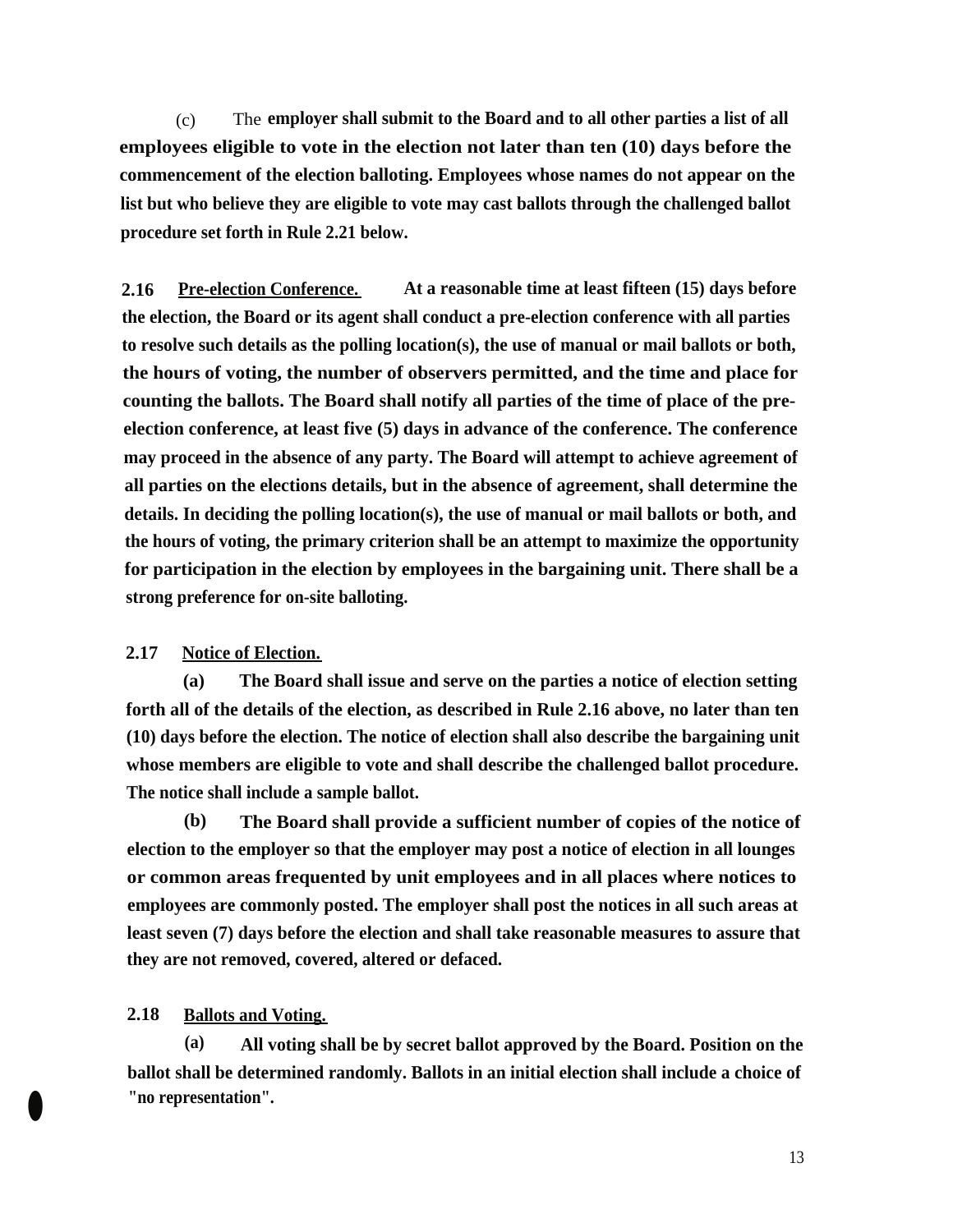(c) The employer shall submit to the Board and to all other parties a list of all employees eligible to vote in the election not later than ten (10) days before the commencement of the election balloting. Employees whose names do not appear on the list but who believe they are eligible to vote may cast ballots through the challenged ballot procedure set forth in Rule 2.21 below.

**2.16** **Pre-election Conference.** At a reasonable time at least fifteen (15) days before the election, the Board or its agent shall conduct a pre-election conference with all parties to resolve such details as the polling location(s), the use of manual or mail ballots or both, the hours of voting, the number of observers permitted, and the time and place for counting the ballots. The Board shall notify all parties of the time of place of the pre-election conference, at least five (5) days in advance of the conference. The conference may proceed in the absence of any party. The Board will attempt to achieve agreement of all parties on the elections details, but in the absence of agreement, shall determine the details. In deciding the polling location(s), the use of manual or mail ballots or both, and the hours of voting, the primary criterion shall be an attempt to maximize the opportunity for participation in the election by employees in the bargaining unit. There shall be a strong preference for on-site balloting.

**2.17** **Notice of Election.**

(a) The Board shall issue and serve on the parties a notice of election setting forth all of the details of the election, as described in Rule 2.16 above, no later than ten (10) days before the election. The notice of election shall also describe the bargaining unit whose members are eligible to vote and shall describe the challenged ballot procedure. The notice shall include a sample ballot.

(b) The Board shall provide a sufficient number of copies of the notice of election to the employer so that the employer may post a notice of election in all lounges or common areas frequented by unit employees and in all places where notices to employees are commonly posted. The employer shall post the notices in all such areas at least seven (7) days before the election and shall take reasonable measures to assure that they are not removed, covered, altered or defaced.

**2.18** **Ballots and Voting.**

(a) All voting shall be by secret ballot approved by the Board. Position on the ballot shall be determined randomly. Ballots in an initial election shall include a choice of "no representation".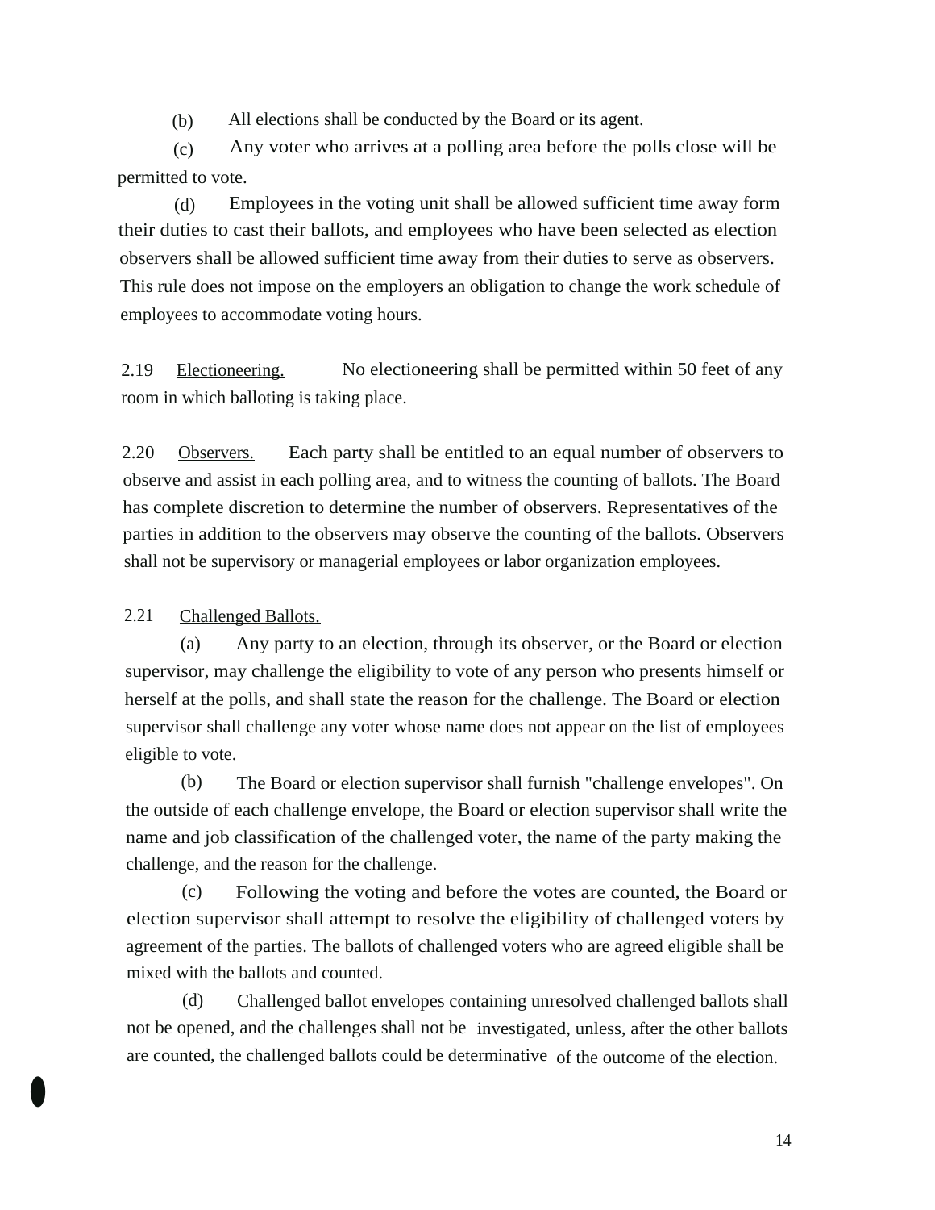(b) All elections shall be conducted by the Board or its agent.

(c) Any voter who arrives at a polling area before the polls close will be permitted to vote.

(d) Employees in the voting unit shall be allowed sufficient time away form their duties to cast their ballots, and employees who have been selected as election observers shall be allowed sufficient time away from their duties to serve as observers. This rule does not impose on the employers an obligation to change the work schedule of employees to accommodate voting hours.

2.19 Electioneering. No electioneering shall be permitted within 50 feet of any room in which balloting is taking place.

2.20 Observers. Each party shall be entitled to an equal number of observers to observe and assist in each polling area, and to witness the counting of ballots. The Board has complete discretion to determine the number of observers. Representatives of the parties in addition to the observers may observe the counting of the ballots. Observers shall not be supervisory or managerial employees or labor organization employees.

2.21 Challenged Ballots.

(a) Any party to an election, through its observer, or the Board or election supervisor, may challenge the eligibility to vote of any person who presents himself or herself at the polls, and shall state the reason for the challenge. The Board or election supervisor shall challenge any voter whose name does not appear on the list of employees eligible to vote.

(b) The Board or election supervisor shall furnish "challenge envelopes". On the outside of each challenge envelope, the Board or election supervisor shall write the name and job classification of the challenged voter, the name of the party making the challenge, and the reason for the challenge.

(c) Following the voting and before the votes are counted, the Board or election supervisor shall attempt to resolve the eligibility of challenged voters by agreement of the parties. The ballots of challenged voters who are agreed eligible shall be mixed with the ballots and counted.

(d) Challenged ballot envelopes containing unresolved challenged ballots shall not be opened, and the challenges shall not be investigated, unless, after the other ballots are counted, the challenged ballots could be determinative of the outcome of the election.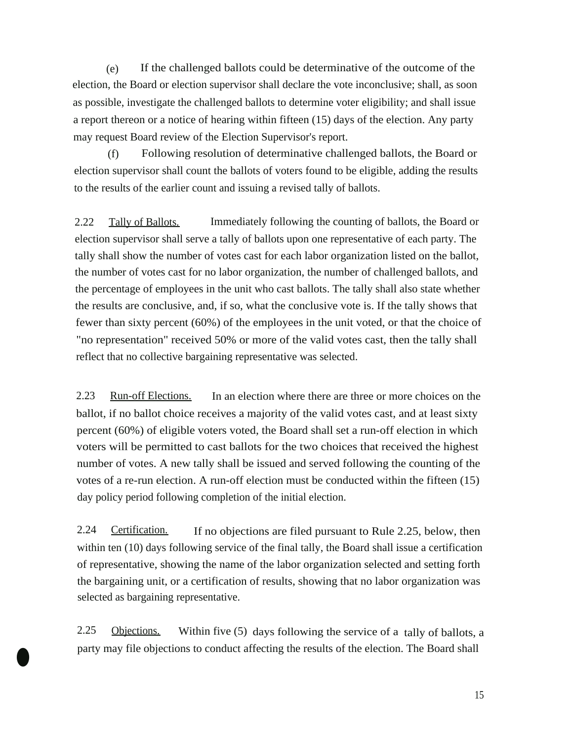(e) If the challenged ballots could be determinative of the outcome of the election, the Board or election supervisor shall declare the vote inconclusive; shall, as soon as possible, investigate the challenged ballots to determine voter eligibility; and shall issue a report thereon or a notice of hearing within fifteen (15) days of the election. Any party may request Board review of the Election Supervisor's report.

(f) Following resolution of determinative challenged ballots, the Board or election supervisor shall count the ballots of voters found to be eligible, adding the results to the results of the earlier count and issuing a revised tally of ballots.

2.22 Tally of Ballots. Immediately following the counting of ballots, the Board or election supervisor shall serve a tally of ballots upon one representative of each party. The tally shall show the number of votes cast for each labor organization listed on the ballot, the number of votes cast for no labor organization, the number of challenged ballots, and the percentage of employees in the unit who cast ballots. The tally shall also state whether the results are conclusive, and, if so, what the conclusive vote is. If the tally shows that fewer than sixty percent (60%) of the employees in the unit voted, or that the choice of "no representation" received 50% or more of the valid votes cast, then the tally shall reflect that no collective bargaining representative was selected.

2.23 Run-off Elections. In an election where there are three or more choices on the ballot, if no ballot choice receives a majority of the valid votes cast, and at least sixty percent (60%) of eligible voters voted, the Board shall set a run-off election in which voters will be permitted to cast ballots for the two choices that received the highest number of votes. A new tally shall be issued and served following the counting of the votes of a re-run election. A run-off election must be conducted within the fifteen (15) day policy period following completion of the initial election.

2.24 Certification. If no objections are filed pursuant to Rule 2.25, below, then within ten (10) days following service of the final tally, the Board shall issue a certification of representative, showing the name of the labor organization selected and setting forth the bargaining unit, or a certification of results, showing that no labor organization was selected as bargaining representative.

2.25 Objections. Within five (5) days following the service of a tally of ballots, a party may file objections to conduct affecting the results of the election. The Board shall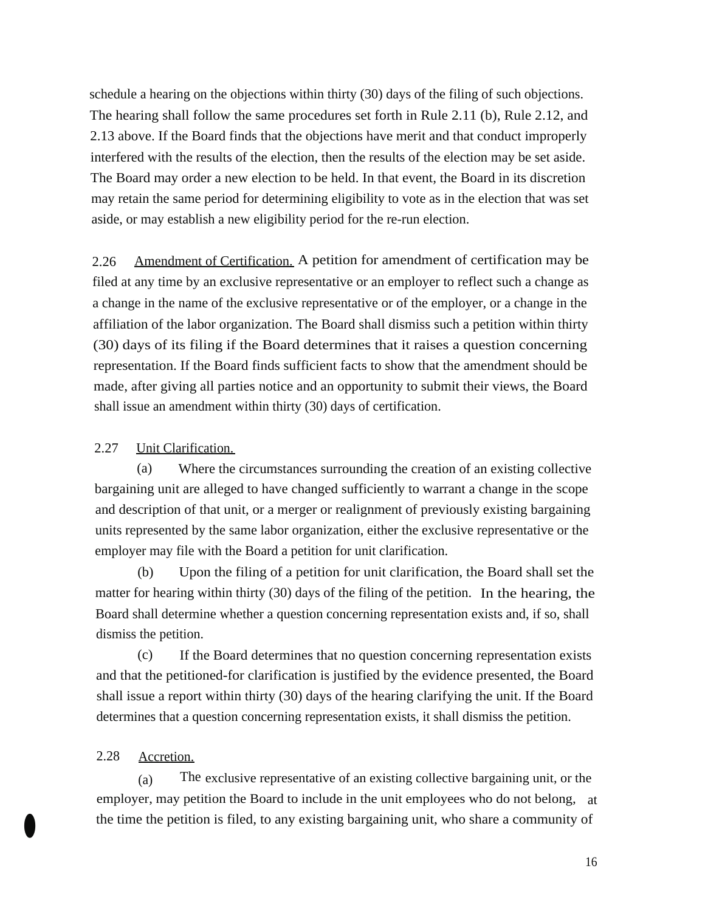schedule a hearing on the objections within thirty (30) days of the filing of such objections. The hearing shall follow the same procedures set forth in Rule 2.11 (b), Rule 2.12, and 2.13 above. If the Board finds that the objections have merit and that conduct improperly interfered with the results of the election, then the results of the election may be set aside. The Board may order a new election to be held. In that event, the Board in its discretion may retain the same period for determining eligibility to vote as in the election that was set aside, or may establish a new eligibility period for the re-run election.

2.26 Amendment of Certification. A petition for amendment of certification may be filed at any time by an exclusive representative or an employer to reflect such a change as a change in the name of the exclusive representative or of the employer, or a change in the affiliation of the labor organization. The Board shall dismiss such a petition within thirty (30) days of its filing if the Board determines that it raises a question concerning representation. If the Board finds sufficient facts to show that the amendment should be made, after giving all parties notice and an opportunity to submit their views, the Board shall issue an amendment within thirty (30) days of certification.

2.27 Unit Clarification.

(a) Where the circumstances surrounding the creation of an existing collective bargaining unit are alleged to have changed sufficiently to warrant a change in the scope and description of that unit, or a merger or realignment of previously existing bargaining units represented by the same labor organization, either the exclusive representative or the employer may file with the Board a petition for unit clarification.

(b) Upon the filing of a petition for unit clarification, the Board shall set the matter for hearing within thirty (30) days of the filing of the petition. In the hearing, the Board shall determine whether a question concerning representation exists and, if so, shall dismiss the petition.

(c) If the Board determines that no question concerning representation exists and that the petitioned-for clarification is justified by the evidence presented, the Board shall issue a report within thirty (30) days of the hearing clarifying the unit. If the Board determines that a question concerning representation exists, it shall dismiss the petition.

2.28 Accretion.

(a) The exclusive representative of an existing collective bargaining unit, or the employer, may petition the Board to include in the unit employees who do not belong, at the time the petition is filed, to any existing bargaining unit, who share a community of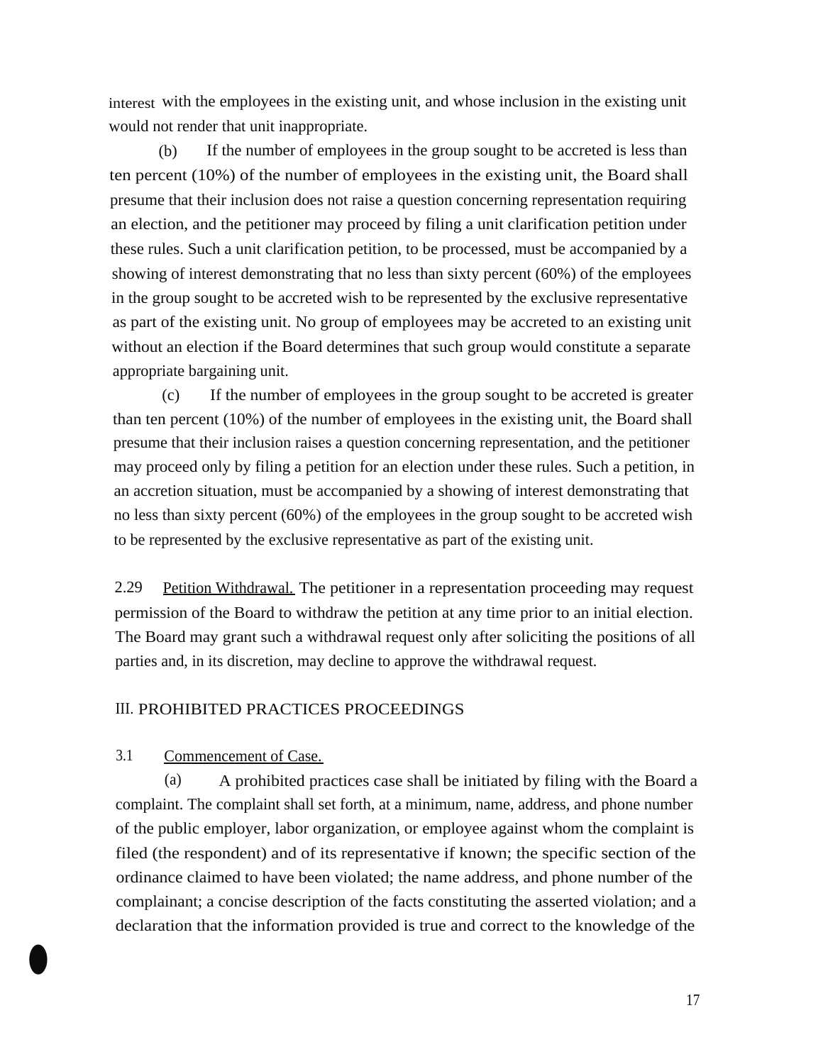interest with the employees in the existing unit, and whose inclusion in the existing unit would not render that unit inappropriate.

(b) If the number of employees in the group sought to be accreted is less than ten percent (10%) of the number of employees in the existing unit, the Board shall presume that their inclusion does not raise a question concerning representation requiring an election, and the petitioner may proceed by filing a unit clarification petition under these rules. Such a unit clarification petition, to be processed, must be accompanied by a showing of interest demonstrating that no less than sixty percent (60%) of the employees in the group sought to be accreted wish to be represented by the exclusive representative as part of the existing unit. No group of employees may be accreted to an existing unit without an election if the Board determines that such group would constitute a separate appropriate bargaining unit.

(c) If the number of employees in the group sought to be accreted is greater than ten percent (10%) of the number of employees in the existing unit, the Board shall presume that their inclusion raises a question concerning representation, and the petitioner may proceed only by filing a petition for an election under these rules. Such a petition, in an accretion situation, must be accompanied by a showing of interest demonstrating that no less than sixty percent (60%) of the employees in the group sought to be accreted wish to be represented by the exclusive representative as part of the existing unit.

2.29 Petition Withdrawal. The petitioner in a representation proceeding may request permission of the Board to withdraw the petition at any time prior to an initial election. The Board may grant such a withdrawal request only after soliciting the positions of all parties and, in its discretion, may decline to approve the withdrawal request.

## III. PROHIBITED PRACTICES PROCEEDINGS

3.1 Commencement of Case.

(a) A prohibited practices case shall be initiated by filing with the Board a complaint. The complaint shall set forth, at a minimum, name, address, and phone number of the public employer, labor organization, or employee against whom the complaint is filed (the respondent) and of its representative if known; the specific section of the ordinance claimed to have been violated; the name address, and phone number of the complainant; a concise description of the facts constituting the asserted violation; and a declaration that the information provided is true and correct to the knowledge of the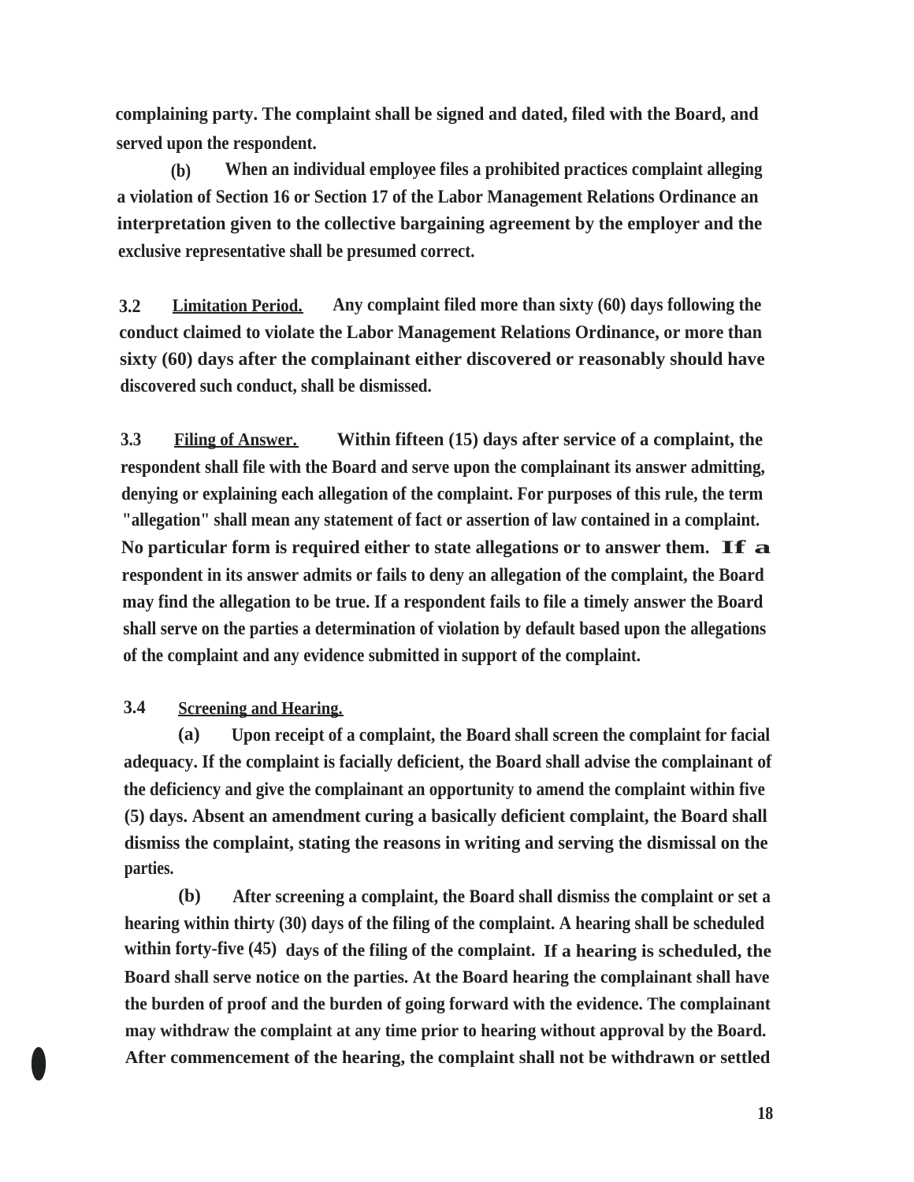complaining party. The complaint shall be signed and dated, filed with the Board, and served upon the respondent.

**(b)** When an individual employee files a prohibited practices complaint alleging a violation of Section 16 or Section 17 of the Labor Management Relations Ordinance an interpretation given to the collective bargaining agreement by the employer and the exclusive representative shall be presumed correct.

**3.2 Limitation Period.** Any complaint filed more than sixty (60) days following the conduct claimed to violate the Labor Management Relations Ordinance, or more than sixty (60) days after the complainant either discovered or reasonably should have discovered such conduct, shall be dismissed.

**3.3 Filing of Answer.** Within fifteen (15) days after service of a complaint, the respondent shall file with the Board and serve upon the complainant its answer admitting, denying or explaining each allegation of the complaint. For purposes of this rule, the term "allegation" shall mean any statement of fact or assertion of law contained in a complaint. No particular form is required either to state allegations or to answer them. If a respondent in its answer admits or fails to deny an allegation of the complaint, the Board may find the allegation to be true. If a respondent fails to file a timely answer the Board shall serve on the parties a determination of violation by default based upon the allegations of the complaint and any evidence submitted in support of the complaint.

**3.4 Screening and Hearing.**

**(a)** Upon receipt of a complaint, the Board shall screen the complaint for facial adequacy. If the complaint is facially deficient, the Board shall advise the complainant of the deficiency and give the complainant an opportunity to amend the complaint within five (5) days. Absent an amendment curing a basically deficient complaint, the Board shall dismiss the complaint, stating the reasons in writing and serving the dismissal on the parties.

**(b)** After screening a complaint, the Board shall dismiss the complaint or set a hearing within thirty (30) days of the filing of the complaint. A hearing shall be scheduled within forty-five (45) days of the filing of the complaint. If a hearing is scheduled, the Board shall serve notice on the parties. At the Board hearing the complainant shall have the burden of proof and the burden of going forward with the evidence. The complainant may withdraw the complaint at any time prior to hearing without approval by the Board. After commencement of the hearing, the complaint shall not be withdrawn or settled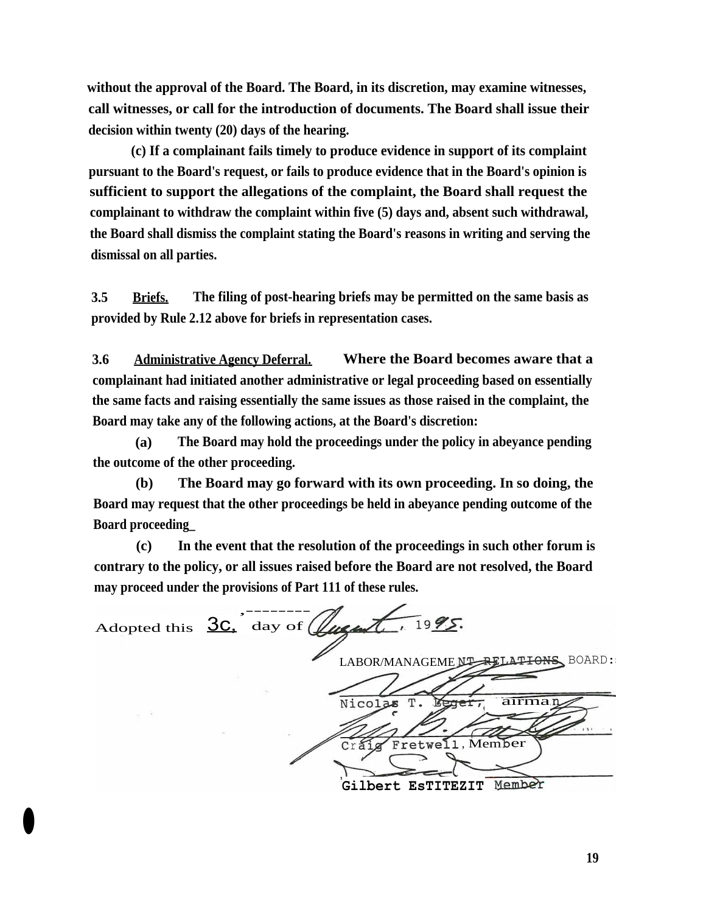without the approval of the Board. The Board, in its discretion, may examine witnesses, call witnesses, or call for the introduction of documents. The Board shall issue their decision within twenty (20) days of the hearing.

(c) If a complainant fails timely to produce evidence in support of its complaint pursuant to the Board's request, or fails to produce evidence that in the Board's opinion is sufficient to support the allegations of the complaint, the Board shall request the complainant to withdraw the complaint within five (5) days and, absent such withdrawal, the Board shall dismiss the complaint stating the Board's reasons in writing and serving the dismissal on all parties.

**3.5 Briefs.** The filing of post-hearing briefs may be permitted on the same basis as provided by Rule 2.12 above for briefs in representation cases.

**3.6 Administrative Agency Deferral.** Where the Board becomes aware that a complainant had initiated another administrative or legal proceeding based on essentially the same facts and raising essentially the same issues as those raised in the complaint, the Board may take any of the following actions, at the Board's discretion:

(a) The Board may hold the proceedings under the policy in abeyance pending the outcome of the other proceeding.

(b) The Board may go forward with its own proceeding. In so doing, the Board may request that the other proceedings be held in abeyance pending outcome of the Board proceeding_

(c) In the event that the resolution of the proceedings in such other forum is contrary to the policy, or all issues raised before the Board are not resolved, the Board may proceed under the provisions of Part 111 of these rules.

Adopted this 3c, day of August, 1995.

LABOR/MANAGEMENT RELATIONS BOARD:

Nicolas T. Leger, Chairman

Craig Fretwell, Member

Gilbert EsTITEZIT Member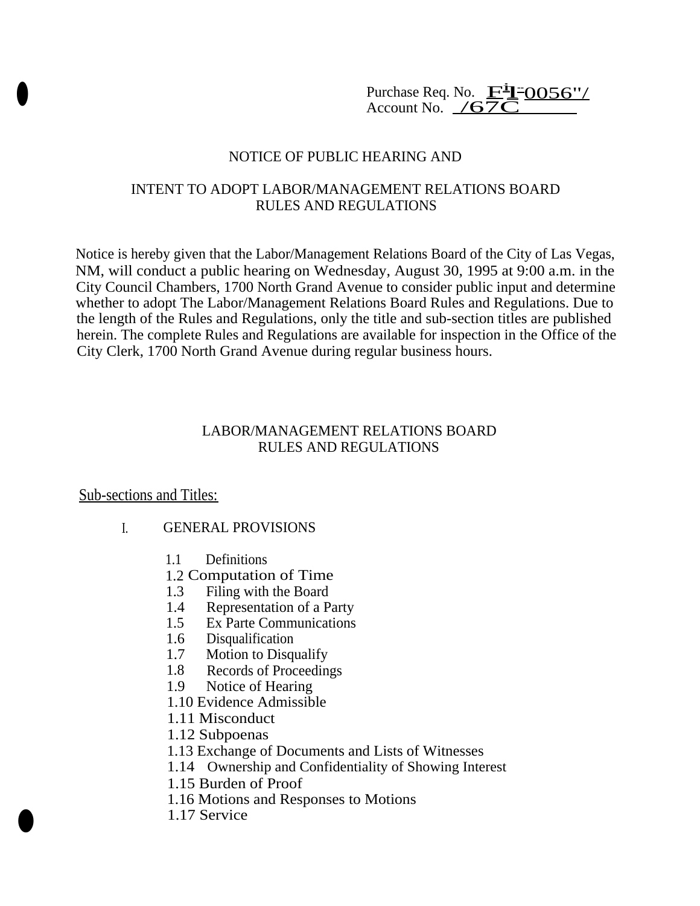Purchase Req. No. F¹1-0056"/
Account No. /67C

NOTICE OF PUBLIC HEARING AND

INTENT TO ADOPT LABOR/MANAGEMENT RELATIONS BOARD RULES AND REGULATIONS

Notice is hereby given that the Labor/Management Relations Board of the City of Las Vegas, NM, will conduct a public hearing on Wednesday, August 30, 1995 at 9:00 a.m. in the City Council Chambers, 1700 North Grand Avenue to consider public input and determine whether to adopt The Labor/Management Relations Board Rules and Regulations. Due to the length of the Rules and Regulations, only the title and sub-section titles are published herein. The complete Rules and Regulations are available for inspection in the Office of the City Clerk, 1700 North Grand Avenue during regular business hours.

LABOR/MANAGEMENT RELATIONS BOARD RULES AND REGULATIONS

Sub-sections and Titles:

I. GENERAL PROVISIONS

1.1 Definitions
1.2 Computation of Time
1.3 Filing with the Board
1.4 Representation of a Party
1.5 Ex Parte Communications
1.6 Disqualification
1.7 Motion to Disqualify
1.8 Records of Proceedings
1.9 Notice of Hearing
1.10 Evidence Admissible
1.11 Misconduct
1.12 Subpoenas
1.13 Exchange of Documents and Lists of Witnesses
1.14 Ownership and Confidentiality of Showing Interest
1.15 Burden of Proof
1.16 Motions and Responses to Motions
1.17 Service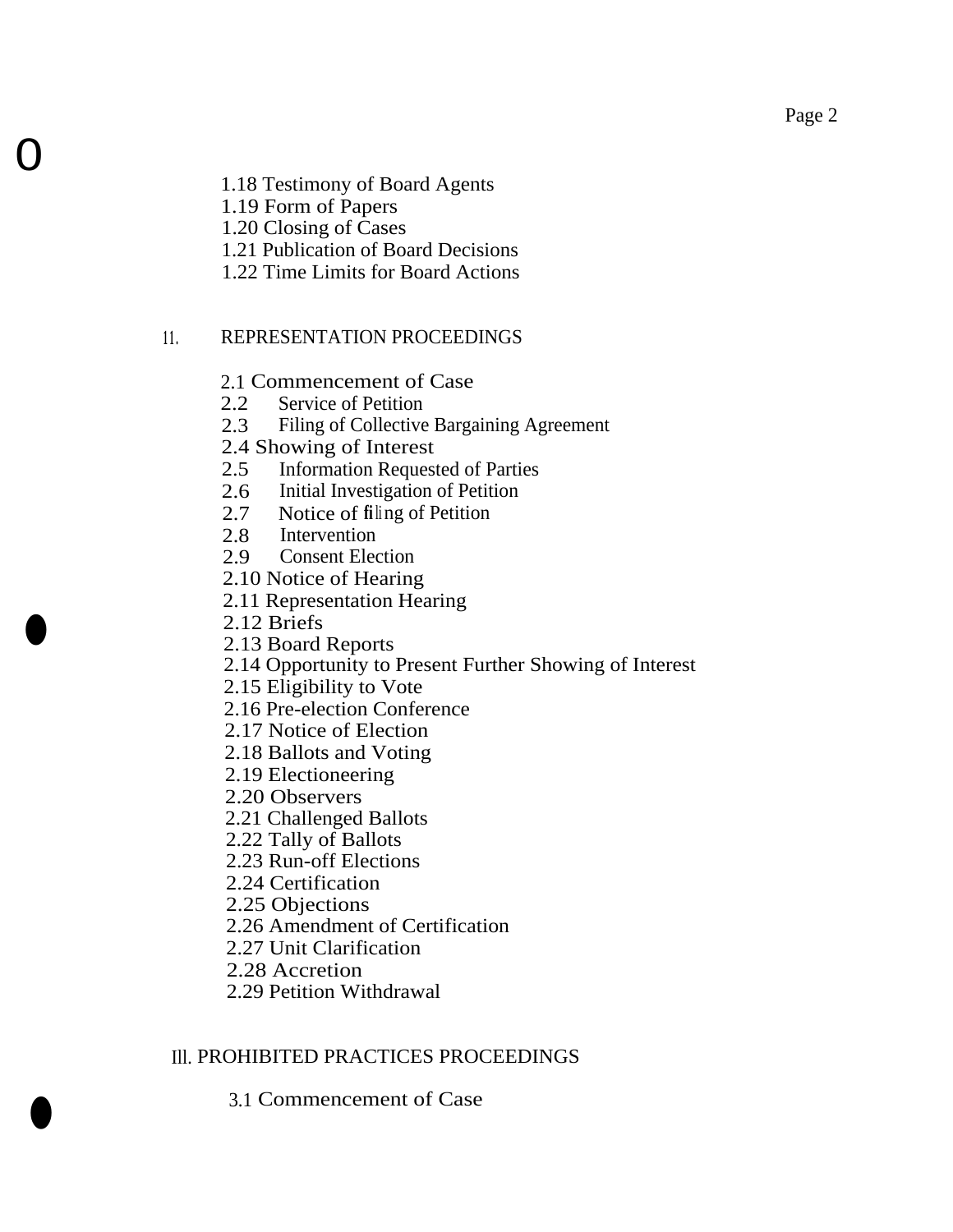1.18 Testimony of Board Agents
1.19 Form of Papers
1.20 Closing of Cases
1.21 Publication of Board Decisions
1.22 Time Limits for Board Actions

## II. REPRESENTATION PROCEEDINGS

2.1 Commencement of Case
2.2 Service of Petition
2.3 Filing of Collective Bargaining Agreement
2.4 Showing of Interest
2.5 Information Requested of Parties
2.6 Initial Investigation of Petition
2.7 Notice of filing of Petition
2.8 Intervention
2.9 Consent Election
2.10 Notice of Hearing
2.11 Representation Hearing
2.12 Briefs
2.13 Board Reports
2.14 Opportunity to Present Further Showing of Interest
2.15 Eligibility to Vote
2.16 Pre-election Conference
2.17 Notice of Election
2.18 Ballots and Voting
2.19 Electioneering
2.20 Observers
2.21 Challenged Ballots
2.22 Tally of Ballots
2.23 Run-off Elections
2.24 Certification
2.25 Objections
2.26 Amendment of Certification
2.27 Unit Clarification
2.28 Accretion
2.29 Petition Withdrawal

## III. PROHIBITED PRACTICES PROCEEDINGS

3.1 Commencement of Case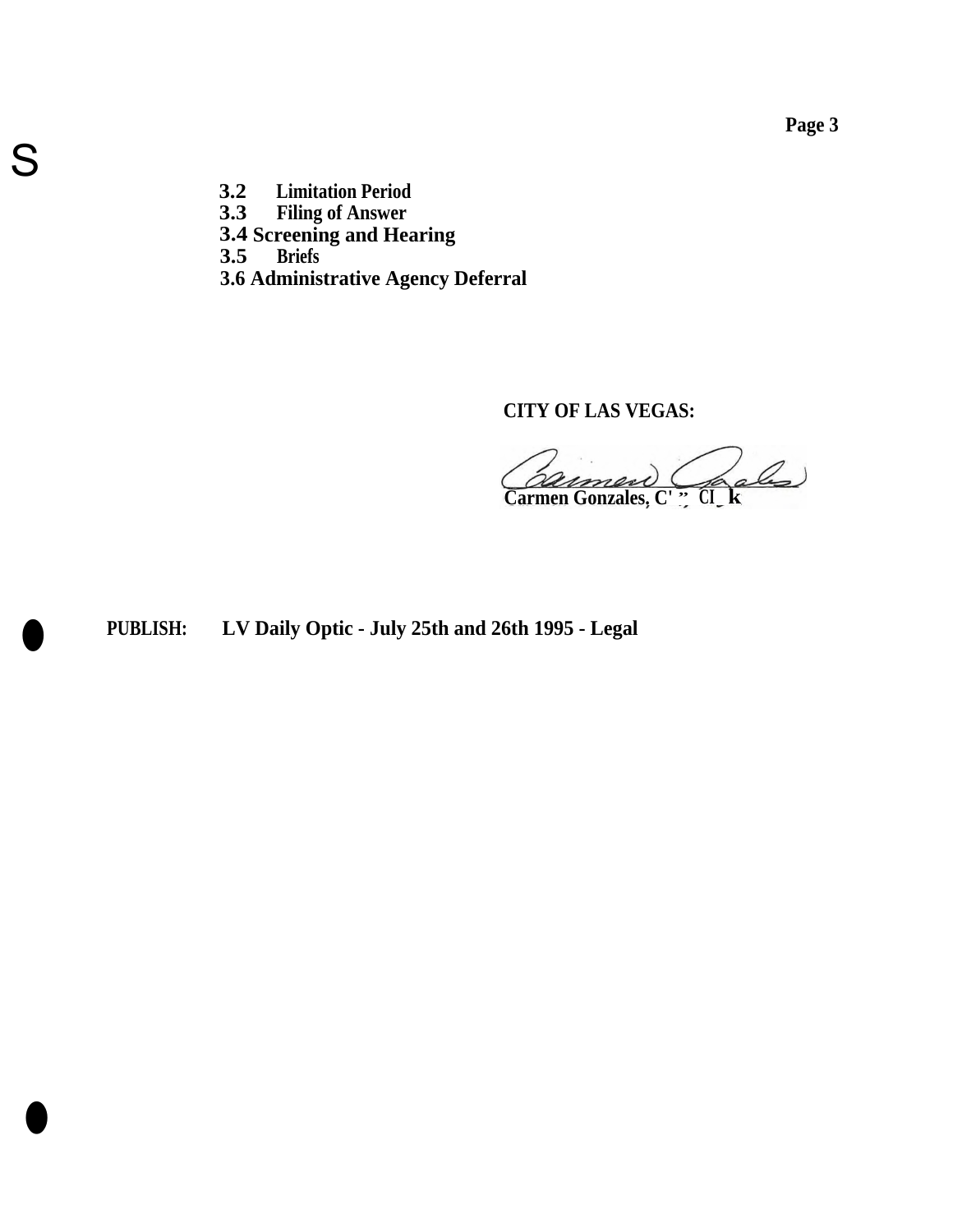**3.2 Limitation Period**
**3.3 Filing of Answer**
**3.4 Screening and Hearing**
**3.5 Briefs**
**3.6 Administrative Agency Deferral**

**CITY OF LAS VEGAS:**

**Carmen Gonzales, C' ", CI_k**

**PUBLISH:** **LV Daily Optic - July 25th and 26th 1995 - Legal**